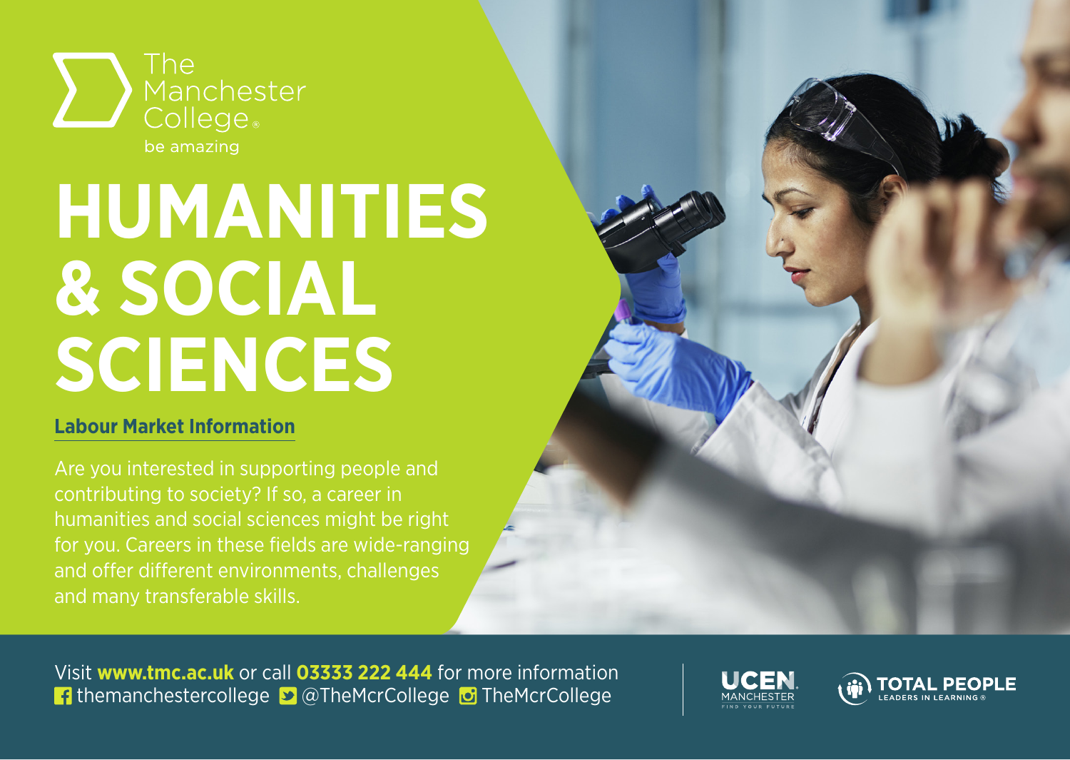The Manchester College
be amazing

# HUMANITIES & SOCIAL SCIENCES

## Labour Market Information

Are you interested in supporting people and contributing to society? If so, a career in humanities and social sciences might be right for you. Careers in these fields are wide-ranging and offer different environments, challenges and many transferable skills.

Visit **www.tmc.ac.uk** or call **03333 222 444** for more information
themanchestercollege @TheMcrCollege TheMcrCollege

UCEN MANCHESTER FIND YOUR FUTURE

TOTAL PEOPLE LEADERS IN LEARNING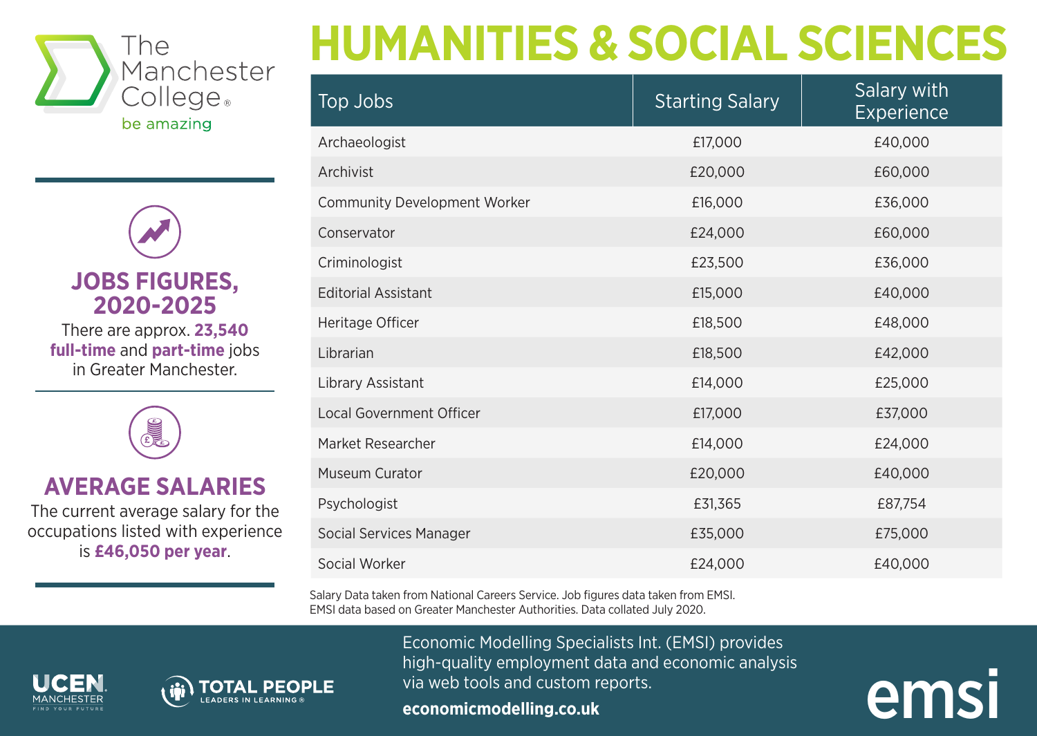The Manchester College®
be amazing

# HUMANITIES & SOCIAL SCIENCES

| Top Jobs | Starting Salary | Salary with Experience |
| --- | --- | --- |
| Archaeologist | £17,000 | £40,000 |
| Archivist | £20,000 | £60,000 |
| Community Development Worker | £16,000 | £36,000 |
| Conservator | £24,000 | £60,000 |
| Criminologist | £23,500 | £36,000 |
| Editorial Assistant | £15,000 | £40,000 |
| Heritage Officer | £18,500 | £48,000 |
| Librarian | £18,500 | £42,000 |
| Library Assistant | £14,000 | £25,000 |
| Local Government Officer | £17,000 | £37,000 |
| Market Researcher | £14,000 | £24,000 |
| Museum Curator | £20,000 | £40,000 |
| Psychologist | £31,365 | £87,754 |
| Social Services Manager | £35,000 | £75,000 |
| Social Worker | £24,000 | £40,000 |

Salary Data taken from National Careers Service. Job figures data taken from EMSI.
EMSI data based on Greater Manchester Authorities. Data collated July 2020.

## JOBS FIGURES, 2020-2025

There are approx. **23,540 full-time** and **part-time** jobs in Greater Manchester.

## AVERAGE SALARIES

The current average salary for the occupations listed with experience is **£46,050 per year**.

UCEN MANCHESTER FIND YOUR FUTURE

TOTAL PEOPLE LEADERS IN LEARNING®

Economic Modelling Specialists Int. (EMSI) provides high-quality employment data and economic analysis via web tools and custom reports.

**economicmodelling.co.uk**

emsi